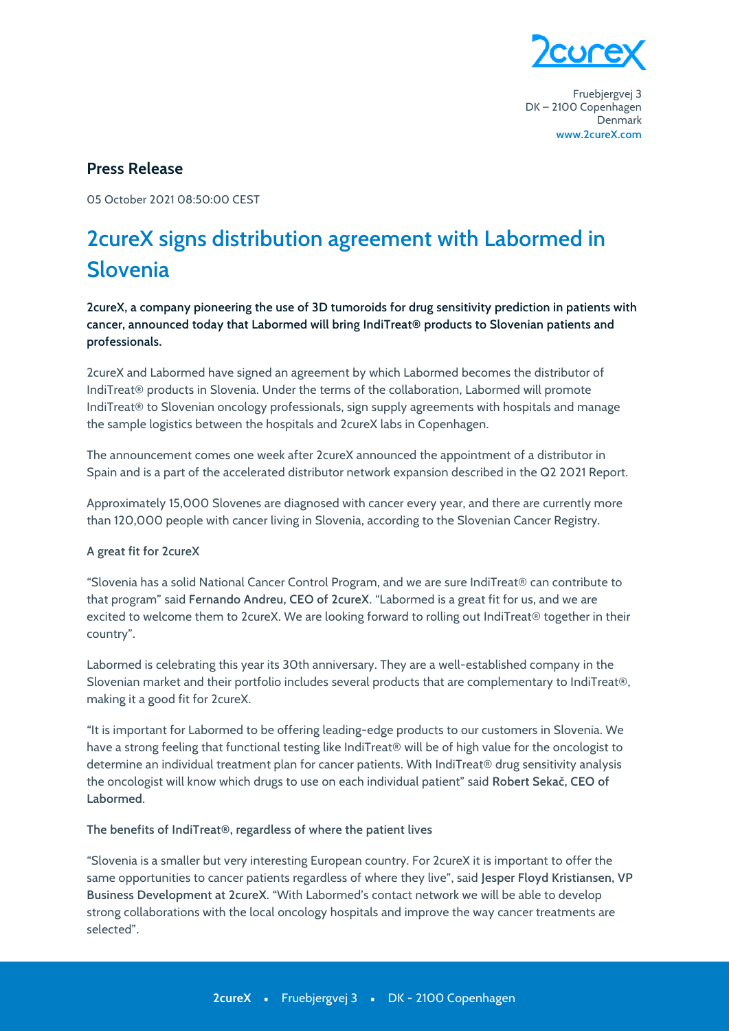Fruebjergvej 3
DK – 2100 Copenhagen
Denmark
www.2cureX.com

## Press Release

05 October 2021 08:50:00 CEST

# 2cureX signs distribution agreement with Labormed in Slovenia

**2cureX, a company pioneering the use of 3D tumoroids for drug sensitivity prediction in patients with cancer, announced today that Labormed will bring IndiTreat® products to Slovenian patients and professionals.**

2cureX and Labormed have signed an agreement by which Labormed becomes the distributor of IndiTreat® products in Slovenia. Under the terms of the collaboration, Labormed will promote IndiTreat® to Slovenian oncology professionals, sign supply agreements with hospitals and manage the sample logistics between the hospitals and 2cureX labs in Copenhagen.

The announcement comes one week after 2cureX announced the appointment of a distributor in Spain and is a part of the accelerated distributor network expansion described in the Q2 2021 Report.

Approximately 15,000 Slovenes are diagnosed with cancer every year, and there are currently more than 120,000 people with cancer living in Slovenia, according to the Slovenian Cancer Registry.

### A great fit for 2cureX

"Slovenia has a solid National Cancer Control Program, and we are sure IndiTreat® can contribute to that program" said **Fernando Andreu, CEO of 2cureX**. "Labormed is a great fit for us, and we are excited to welcome them to 2cureX. We are looking forward to rolling out IndiTreat® together in their country".

Labormed is celebrating this year its 30th anniversary. They are a well-established company in the Slovenian market and their portfolio includes several products that are complementary to IndiTreat®, making it a good fit for 2cureX.

"It is important for Labormed to be offering leading-edge products to our customers in Slovenia. We have a strong feeling that functional testing like IndiTreat® will be of high value for the oncologist to determine an individual treatment plan for cancer patients. With IndiTreat® drug sensitivity analysis the oncologist will know which drugs to use on each individual patient" said **Robert Sekač, CEO of Labormed**.

### The benefits of IndiTreat®, regardless of where the patient lives

"Slovenia is a smaller but very interesting European country. For 2cureX it is important to offer the same opportunities to cancer patients regardless of where they live", said **Jesper Floyd Kristiansen, VP Business Development at 2cureX**. "With Labormed's contact network we will be able to develop strong collaborations with the local oncology hospitals and improve the way cancer treatments are selected".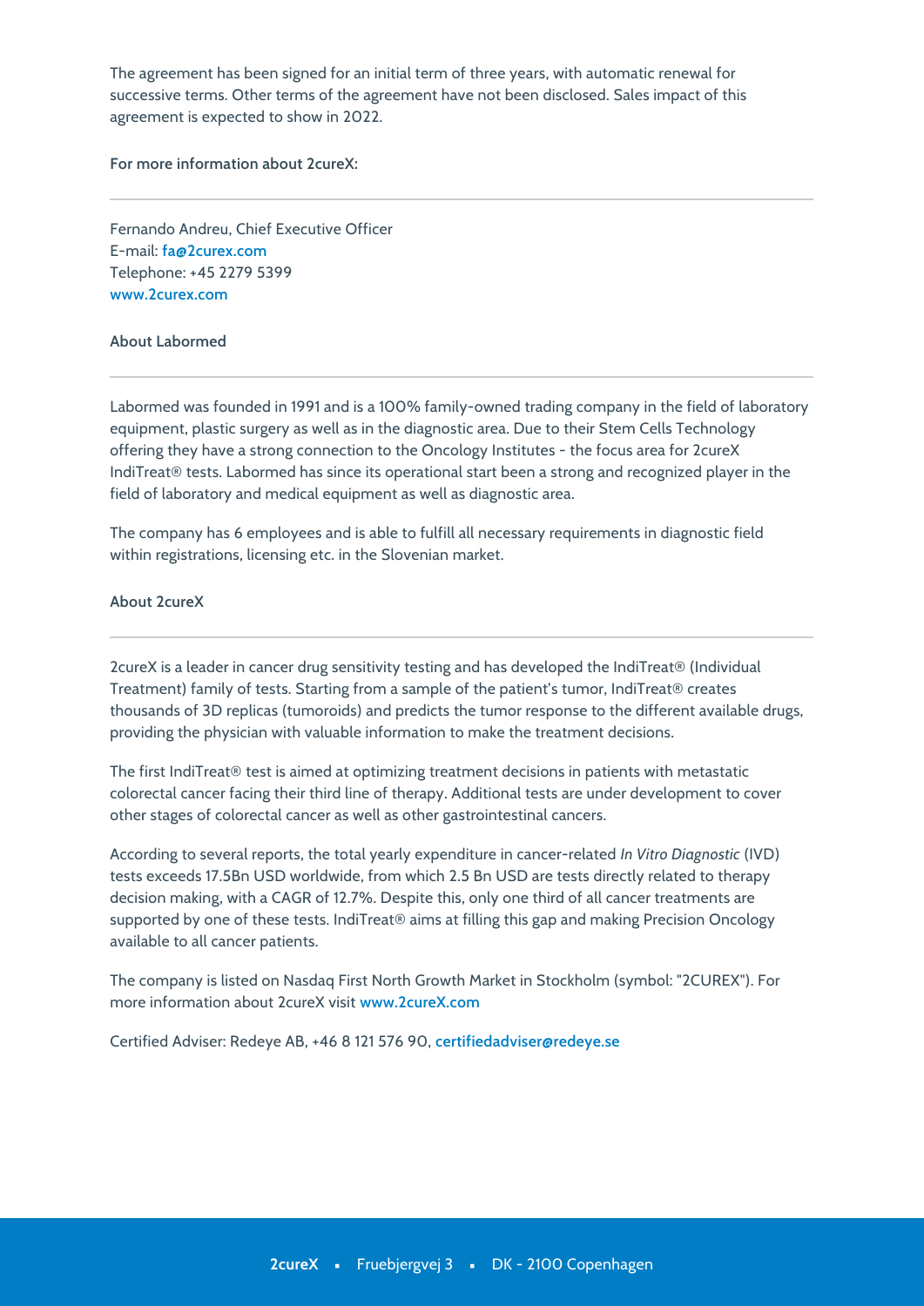The agreement has been signed for an initial term of three years, with automatic renewal for successive terms. Other terms of the agreement have not been disclosed. Sales impact of this agreement is expected to show in 2022.

**For more information about 2cureX:**

---

Fernando Andreu, Chief Executive Officer
E-mail: fa@2curex.com
Telephone: +45 2279 5399
www.2curex.com

**About Labormed**

---

Labormed was founded in 1991 and is a 100% family-owned trading company in the field of laboratory equipment, plastic surgery as well as in the diagnostic area. Due to their Stem Cells Technology offering they have a strong connection to the Oncology Institutes - the focus area for 2cureX IndiTreat® tests. Labormed has since its operational start been a strong and recognized player in the field of laboratory and medical equipment as well as diagnostic area.

The company has 6 employees and is able to fulfill all necessary requirements in diagnostic field within registrations, licensing etc. in the Slovenian market.

**About 2cureX**

---

2cureX is a leader in cancer drug sensitivity testing and has developed the IndiTreat® (Individual Treatment) family of tests. Starting from a sample of the patient's tumor, IndiTreat® creates thousands of 3D replicas (tumoroids) and predicts the tumor response to the different available drugs, providing the physician with valuable information to make the treatment decisions.

The first IndiTreat® test is aimed at optimizing treatment decisions in patients with metastatic colorectal cancer facing their third line of therapy. Additional tests are under development to cover other stages of colorectal cancer as well as other gastrointestinal cancers.

According to several reports, the total yearly expenditure in cancer-related *In Vitro Diagnostic* (IVD) tests exceeds 17.5Bn USD worldwide, from which 2.5 Bn USD are tests directly related to therapy decision making, with a CAGR of 12.7%. Despite this, only one third of all cancer treatments are supported by one of these tests. IndiTreat® aims at filling this gap and making Precision Oncology available to all cancer patients.

The company is listed on Nasdaq First North Growth Market in Stockholm (symbol: "2CUREX"). For more information about 2cureX visit www.2cureX.com

Certified Adviser: Redeye AB, +46 8 121 576 90, certifiedadviser@redeye.se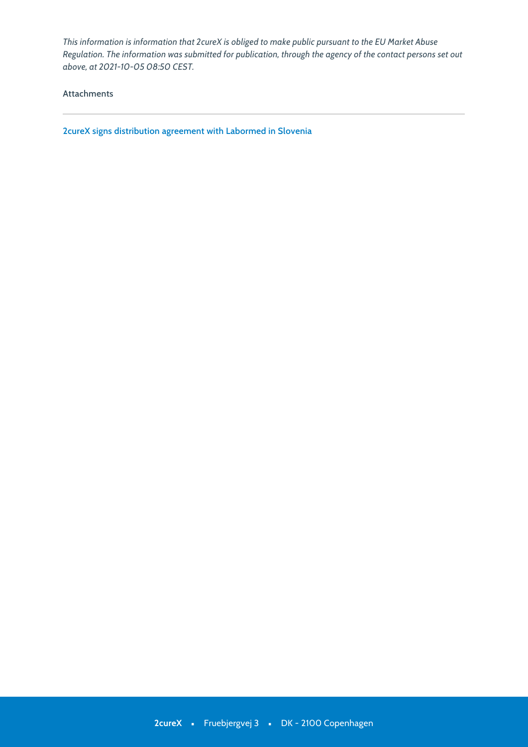*This information is information that 2cureX is obliged to make public pursuant to the EU Market Abuse Regulation. The information was submitted for publication, through the agency of the contact persons set out above, at 2021-10-05 08:50 CEST.*

Attachments

---

2cureX signs distribution agreement with Labormed in Slovenia